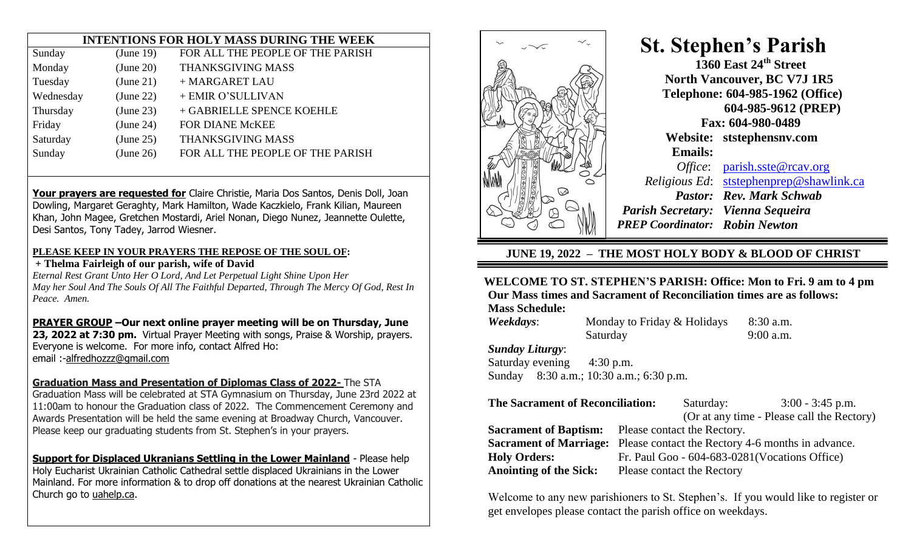## INTENTIONS FOR HOLY MASS DURING THE WEEK

| | | |
|---|---|---|
| Sunday | (June 19) | FOR ALL THE PEOPLE OF THE PARISH |
| Monday | (June 20) | THANKSGIVING MASS |
| Tuesday | (June 21) | + MARGARET LAU |
| Wednesday | (June 22) | + EMIR O'SULLIVAN |
| Thursday | (June 23) | + GABRIELLE SPENCE KOEHLE |
| Friday | (June 24) | FOR DIANE McKEE |
| Saturday | (June 25) | THANKSGIVING MASS |
| Sunday | (June 26) | FOR ALL THE PEOPLE OF THE PARISH |

**Your prayers are requested for** Claire Christie, Maria Dos Santos, Denis Doll, Joan Dowling, Margaret Geraghty, Mark Hamilton, Wade Kaczkielo, Frank Kilian, Maureen Khan, John Magee, Gretchen Mostardi, Ariel Nonan, Diego Nunez, Jeannette Oulette, Desi Santos, Tony Tadey, Jarrod Wiesner.

**PLEASE KEEP IN YOUR PRAYERS THE REPOSE OF THE SOUL OF:**

**+ Thelma Fairleigh of our parish, wife of David**

*Eternal Rest Grant Unto Her O Lord, And Let Perpetual Light Shine Upon Her May her Soul And The Souls Of All The Faithful Departed, Through The Mercy Of God, Rest In Peace. Amen.*

**PRAYER GROUP –Our next online prayer meeting will be on Thursday, June 23, 2022 at 7:30 pm.** Virtual Prayer Meeting with songs, Praise & Worship, prayers. Everyone is welcome. For more info, contact Alfred Ho: email :-alfredhozzz@gmail.com

**Graduation Mass and Presentation of Diplomas Class of 2022-** The STA Graduation Mass will be celebrated at STA Gymnasium on Thursday, June 23rd 2022 at 11:00am to honour the Graduation class of 2022. The Commencement Ceremony and Awards Presentation will be held the same evening at Broadway Church, Vancouver. Please keep our graduating students from St. Stephen's in your prayers.

**Support for Displaced Ukranians Settling in the Lower Mainland** - Please help Holy Eucharist Ukrainian Catholic Cathedral settle displaced Ukrainians in the Lower Mainland. For more information & to drop off donations at the nearest Ukrainian Catholic Church go to uahelp.ca.

# St. Stephen's Parish

**1360 East 24th Street**
**North Vancouver, BC V7J 1R5**
**Telephone: 604-985-1962 (Office)**
**604-985-9612 (PREP)**
**Fax: 604-980-0489**
**Website: ststephensnv.com**
**Emails:**
*Office*: parish.sste@rcav.org
*Religious Ed*: ststephenprep@shawlink.ca
***Pastor: Rev. Mark Schwab***
***Parish Secretary: Vienna Sequeira***
***PREP Coordinator: Robin Newton***

## JUNE 19, 2022 – THE MOST HOLY BODY & BLOOD OF CHRIST

**WELCOME TO ST. STEPHEN'S PARISH: Office: Mon to Fri. 9 am to 4 pm**
**Our Mass times and Sacrament of Reconciliation times are as follows:**

**Mass Schedule:**

*Weekdays*: Monday to Friday & Holidays 8:30 a.m.
Saturday 9:00 a.m.

*Sunday Liturgy*:
Saturday evening 4:30 p.m.
Sunday 8:30 a.m.; 10:30 a.m.; 6:30 p.m.

**The Sacrament of Reconciliation:** Saturday: 3:00 - 3:45 p.m. (Or at any time - Please call the Rectory)

**Sacrament of Baptism:** Please contact the Rectory.
**Sacrament of Marriage:** Please contact the Rectory 4-6 months in advance.
**Holy Orders:** Fr. Paul Goo - 604-683-0281(Vocations Office)
**Anointing of the Sick:** Please contact the Rectory

Welcome to any new parishioners to St. Stephen's. If you would like to register or get envelopes please contact the parish office on weekdays.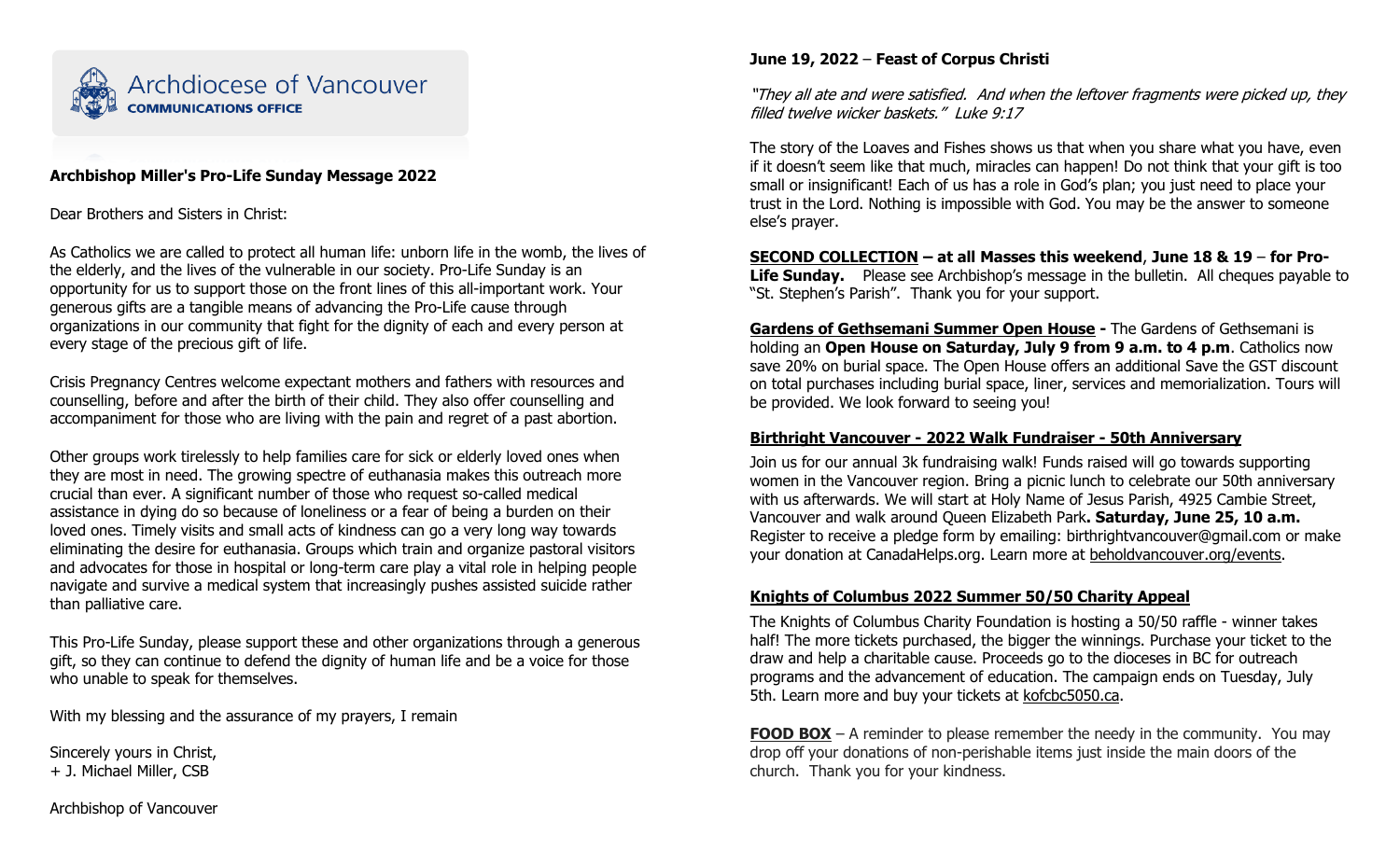Archdiocese of Vancouver
**COMMUNICATIONS OFFICE**

**Archbishop Miller's Pro-Life Sunday Message 2022**

Dear Brothers and Sisters in Christ:

As Catholics we are called to protect all human life: unborn life in the womb, the lives of the elderly, and the lives of the vulnerable in our society. Pro-Life Sunday is an opportunity for us to support those on the front lines of this all-important work. Your generous gifts are a tangible means of advancing the Pro-Life cause through organizations in our community that fight for the dignity of each and every person at every stage of the precious gift of life.

Crisis Pregnancy Centres welcome expectant mothers and fathers with resources and counselling, before and after the birth of their child. They also offer counselling and accompaniment for those who are living with the pain and regret of a past abortion.

Other groups work tirelessly to help families care for sick or elderly loved ones when they are most in need. The growing spectre of euthanasia makes this outreach more crucial than ever. A significant number of those who request so-called medical assistance in dying do so because of loneliness or a fear of being a burden on their loved ones. Timely visits and small acts of kindness can go a very long way towards eliminating the desire for euthanasia. Groups which train and organize pastoral visitors and advocates for those in hospital or long-term care play a vital role in helping people navigate and survive a medical system that increasingly pushes assisted suicide rather than palliative care.

This Pro-Life Sunday, please support these and other organizations through a generous gift, so they can continue to defend the dignity of human life and be a voice for those who unable to speak for themselves.

With my blessing and the assurance of my prayers, I remain

Sincerely yours in Christ,
+ J. Michael Miller, CSB

Archbishop of Vancouver

**June 19, 2022** – **Feast of Corpus Christi**

*"They all ate and were satisfied. And when the leftover fragments were picked up, they filled twelve wicker baskets." Luke 9:17*

The story of the Loaves and Fishes shows us that when you share what you have, even if it doesn't seem like that much, miracles can happen! Do not think that your gift is too small or insignificant! Each of us has a role in God's plan; you just need to place your trust in the Lord. Nothing is impossible with God. You may be the answer to someone else's prayer.

**SECOND COLLECTION – at all Masses this weekend**, **June 18 & 19** – **for Pro-Life Sunday.** Please see Archbishop's message in the bulletin. All cheques payable to "St. Stephen's Parish". Thank you for your support.

**Gardens of Gethsemani Summer Open House -** The Gardens of Gethsemani is holding an **Open House on Saturday, July 9 from 9 a.m. to 4 p.m**. Catholics now save 20% on burial space. The Open House offers an additional Save the GST discount on total purchases including burial space, liner, services and memorialization. Tours will be provided. We look forward to seeing you!

**Birthright Vancouver - 2022 Walk Fundraiser - 50th Anniversary**

Join us for our annual 3k fundraising walk! Funds raised will go towards supporting women in the Vancouver region. Bring a picnic lunch to celebrate our 50th anniversary with us afterwards. We will start at Holy Name of Jesus Parish, 4925 Cambie Street, Vancouver and walk around Queen Elizabeth Park**. Saturday, June 25, 10 a.m.** Register to receive a pledge form by emailing: birthrightvancouver@gmail.com or make your donation at CanadaHelps.org. Learn more at beholdvancouver.org/events.

**Knights of Columbus 2022 Summer 50/50 Charity Appeal**

The Knights of Columbus Charity Foundation is hosting a 50/50 raffle - winner takes half! The more tickets purchased, the bigger the winnings. Purchase your ticket to the draw and help a charitable cause. Proceeds go to the dioceses in BC for outreach programs and the advancement of education. The campaign ends on Tuesday, July 5th. Learn more and buy your tickets at kofcbc5050.ca.

**FOOD BOX** – A reminder to please remember the needy in the community. You may drop off your donations of non-perishable items just inside the main doors of the church. Thank you for your kindness.